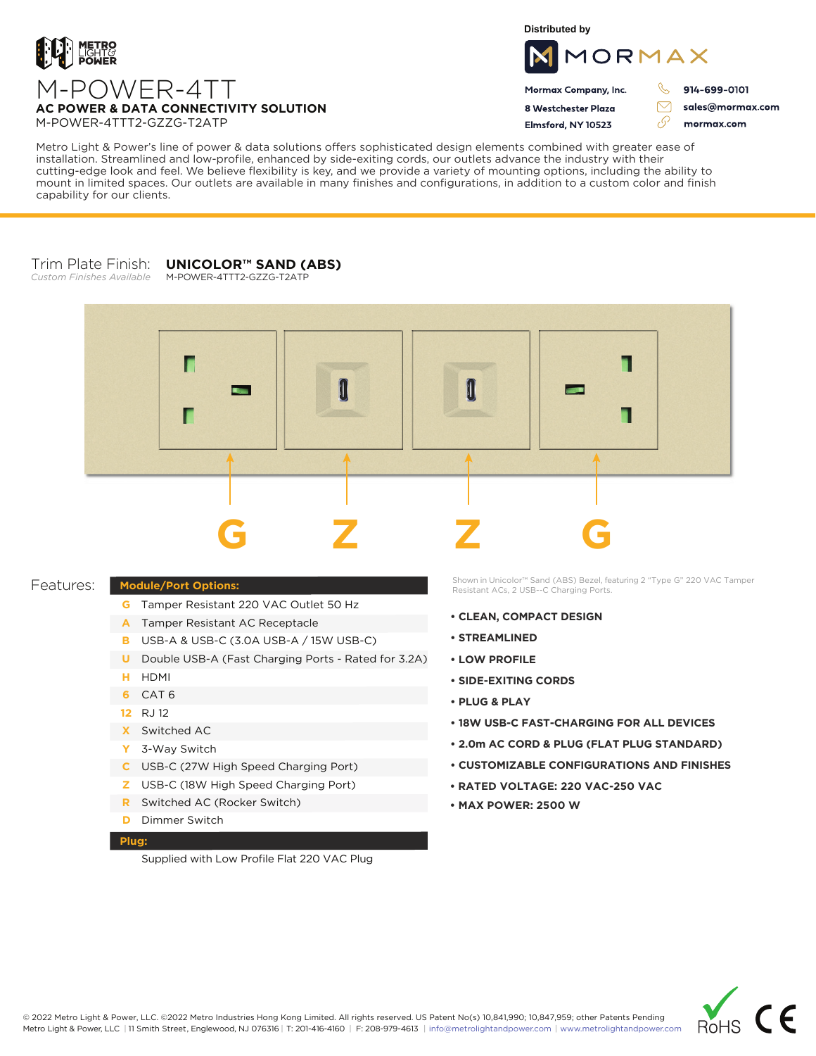METRO LIGHT & POWER

# M-POWER-4TT

**AC POWER & DATA CONNECTIVITY SOLUTION**

M-POWER-4TTT2-GZZG-T2ATP

Distributed by

MORMAX

**Mormax Company, Inc.**
**8 Westchester Plaza**
**Elmsford, NY 10523**

**914-699-0101**
**sales@mormax.com**
**mormax.com**

Metro Light & Power's line of power & data solutions offers sophisticated design elements combined with greater ease of installation. Streamlined and low-profile, enhanced by side-exiting cords, our outlets advance the industry with their cutting-edge look and feel. We believe flexibility is key, and we provide a variety of mounting options, including the ability to mount in limited spaces. Our outlets are available in many finishes and configurations, in addition to a custom color and finish capability for our clients.

Trim Plate Finish: **UNICOLOR™ SAND (ABS)**
*Custom Finishes Available*
M-POWER-4TTT2-GZZG-T2ATP

G Z Z G

Shown in Unicolor™ Sand (ABS) Bezel, featuring 2 "Type G" 220 VAC Tamper Resistant ACs, 2 USB--C Charging Ports.

## Features:

| **Module/Port Options:** | |
|---|---|
| G | Tamper Resistant 220 VAC Outlet 50 Hz |
| A | Tamper Resistant AC Receptacle |
| B | USB-A & USB-C (3.0A USB-A / 15W USB-C) |
| U | Double USB-A (Fast Charging Ports - Rated for 3.2A) |
| H | HDMI |
| 6 | CAT 6 |
| 12 | RJ 12 |
| X | Switched AC |
| Y | 3-Way Switch |
| C | USB-C (27W High Speed Charging Port) |
| Z | USB-C (18W High Speed Charging Port) |
| R | Switched AC (Rocker Switch) |
| D | Dimmer Switch |
| **Plug:** | |
| | Supplied with Low Profile Flat 220 VAC Plug |

- **CLEAN, COMPACT DESIGN**
- **STREAMLINED**
- **LOW PROFILE**
- **SIDE-EXITING CORDS**
- **PLUG & PLAY**
- **18W USB-C FAST-CHARGING FOR ALL DEVICES**
- **2.0m AC CORD & PLUG (FLAT PLUG STANDARD)**
- **CUSTOMIZABLE CONFIGURATIONS AND FINISHES**
- **RATED VOLTAGE: 220 VAC-250 VAC**
- **MAX POWER: 2500 W**

© 2022 Metro Light & Power, LLC. ©2022 Metro Industries Hong Kong Limited. All rights reserved. US Patent No(s) 10,841,990; 10,847,959; other Patents Pending
Metro Light & Power, LLC | 11 Smith Street, Englewood, NJ 076316 | T: 201-416-4160 | F: 208-979-4613 | info@metrolightandpower.com | www.metrolightandpower.com

RoHS CE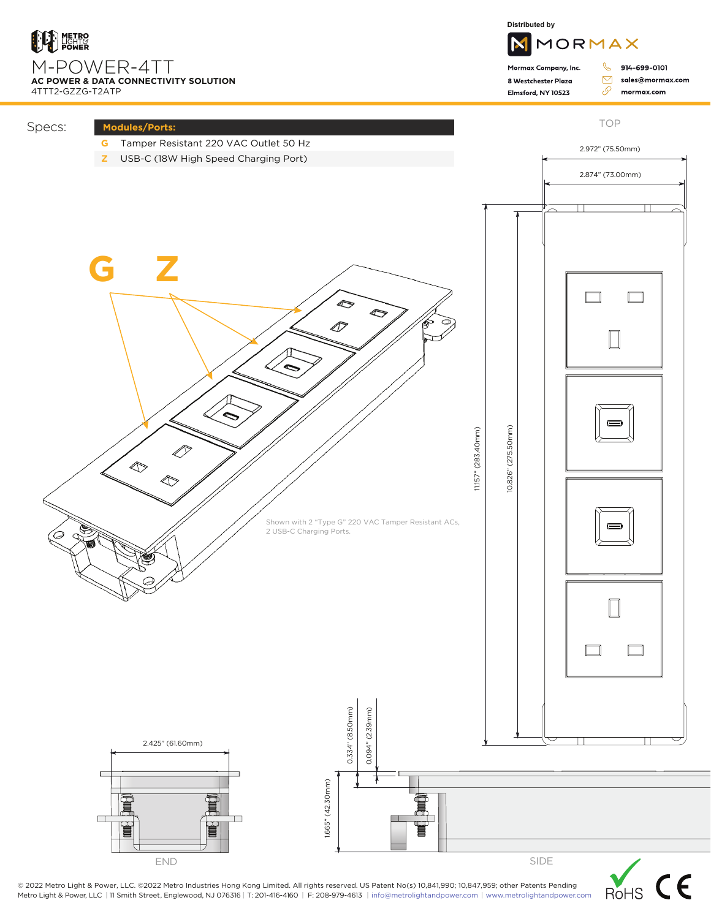METRO LIGHT & POWER

# M-POWER-4TT

**AC POWER & DATA CONNECTIVITY SOLUTION**

4TTT2-GZZG-T2ATP

Distributed by

MORMAX

Mormax Company, Inc.
8 Westchester Plaza
Elmsford, NY 10523

914-699-0101
sales@mormax.com
mormax.com

Specs:

| Modules/Ports: | |
|---|---|
| G | Tamper Resistant 220 VAC Outlet 50 Hz |
| Z | USB-C (18W High Speed Charging Port) |

G Z

Shown with 2 "Type G" 220 VAC Tamper Resistant ACs, 2 USB-C Charging Ports.

TOP

2.972" (75.50mm)

2.874" (73.00mm)

11.157" (283.40mm)

10.826" (275.50mm)

2.425" (61.60mm)

END

0.334" (8.50mm)

0.094" (2.39mm)

1.665" (42.30mm)

SIDE

© 2022 Metro Light & Power, LLC. ©2022 Metro Industries Hong Kong Limited. All rights reserved. US Patent No(s) 10,841,990; 10,847,959; other Patents Pending
Metro Light & Power, LLC | 11 Smith Street, Englewood, NJ 076316 | T: 201-416-4160 | F: 208-979-4613 | info@metrolightandpower.com | www.metrolightandpower.com

RoHS CE